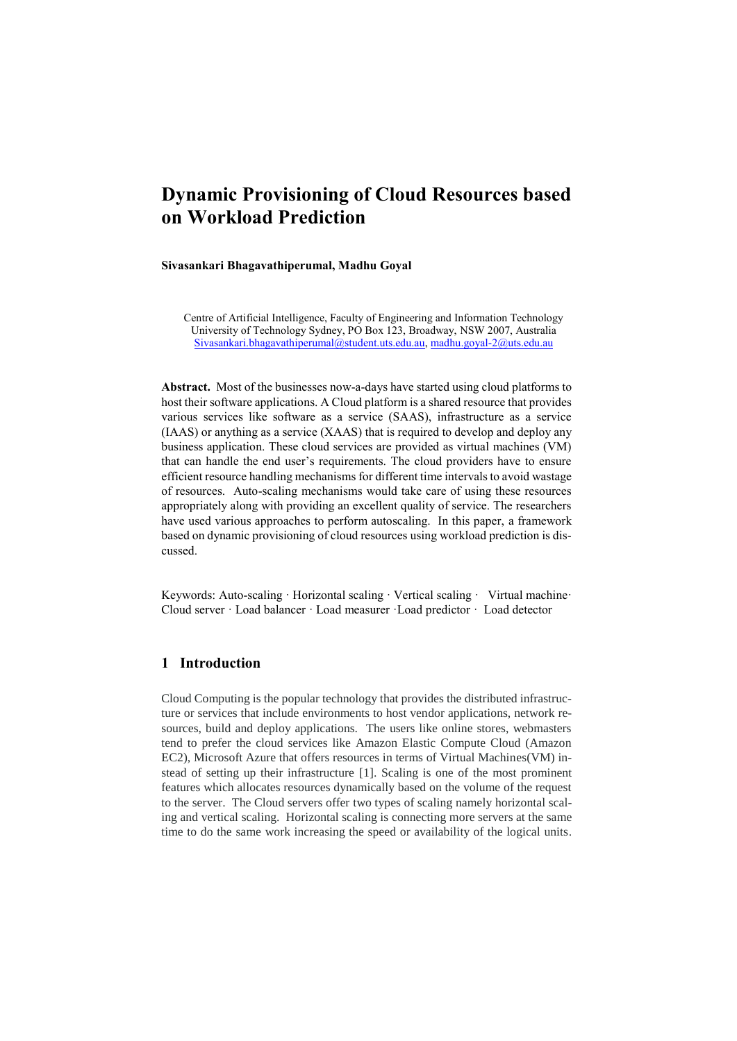# Dynamic Provisioning of Cloud Resources based on Workload Prediction

**Sivasankari Bhagavathiperumal, Madhu Goyal**

Centre of Artificial Intelligence, Faculty of Engineering and Information Technology
University of Technology Sydney, PO Box 123, Broadway, NSW 2007, Australia
Sivasankari.bhagavathiperumal@student.uts.edu.au, madhu.goyal-2@uts.edu.au

**Abstract.** Most of the businesses now-a-days have started using cloud platforms to host their software applications. A Cloud platform is a shared resource that provides various services like software as a service (SAAS), infrastructure as a service (IAAS) or anything as a service (XAAS) that is required to develop and deploy any business application. These cloud services are provided as virtual machines (VM) that can handle the end user's requirements. The cloud providers have to ensure efficient resource handling mechanisms for different time intervals to avoid wastage of resources. Auto-scaling mechanisms would take care of using these resources appropriately along with providing an excellent quality of service. The researchers have used various approaches to perform autoscaling. In this paper, a framework based on dynamic provisioning of cloud resources using workload prediction is discussed.

Keywords: Auto-scaling · Horizontal scaling · Vertical scaling · Virtual machine· Cloud server · Load balancer · Load measurer ·Load predictor · Load detector

## 1 Introduction

Cloud Computing is the popular technology that provides the distributed infrastructure or services that include environments to host vendor applications, network resources, build and deploy applications. The users like online stores, webmasters tend to prefer the cloud services like Amazon Elastic Compute Cloud (Amazon EC2), Microsoft Azure that offers resources in terms of Virtual Machines(VM) instead of setting up their infrastructure [1]. Scaling is one of the most prominent features which allocates resources dynamically based on the volume of the request to the server. The Cloud servers offer two types of scaling namely horizontal scaling and vertical scaling. Horizontal scaling is connecting more servers at the same time to do the same work increasing the speed or availability of the logical units.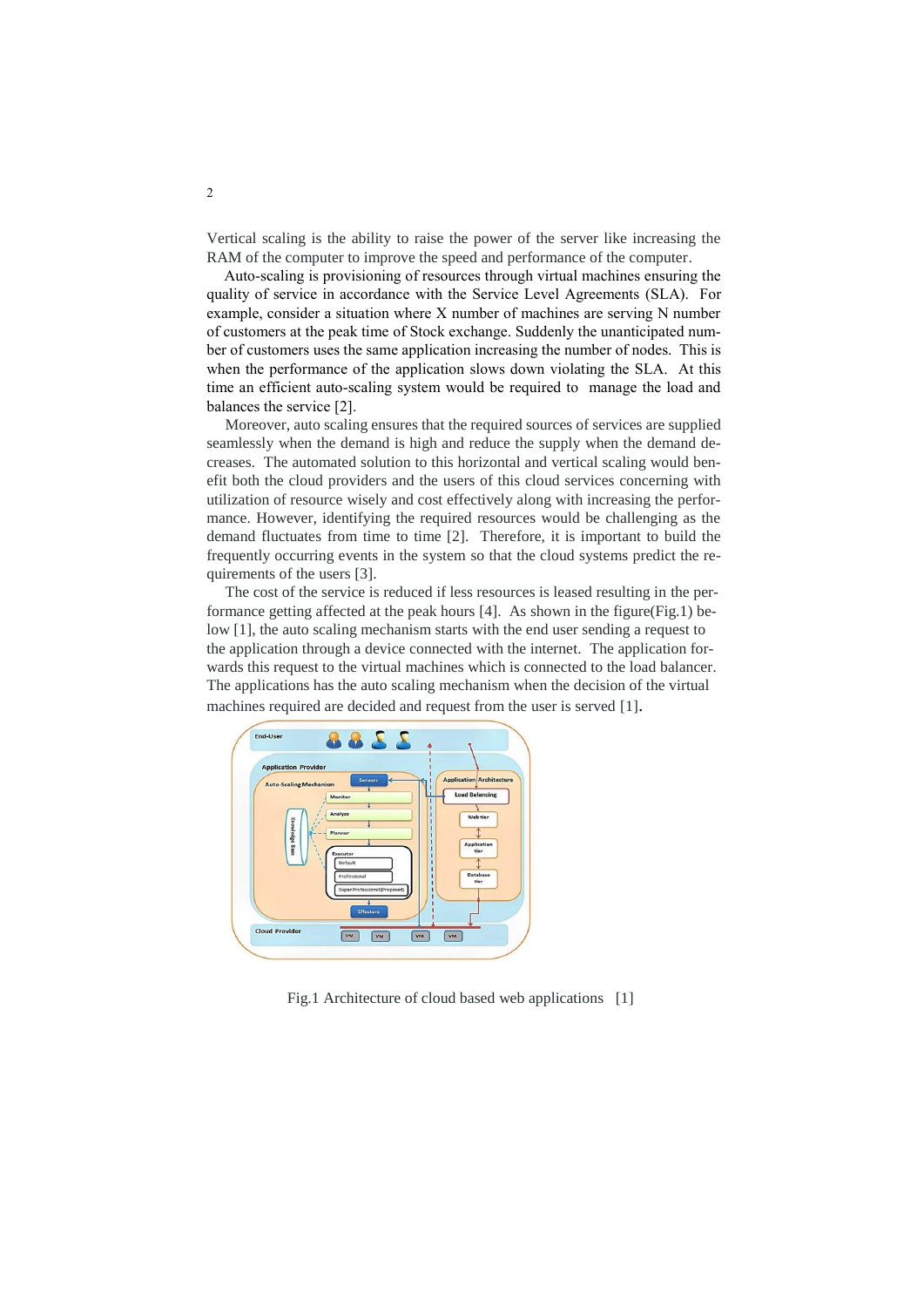Vertical scaling is the ability to raise the power of the server like increasing the RAM of the computer to improve the speed and performance of the computer.

Auto-scaling is provisioning of resources through virtual machines ensuring the quality of service in accordance with the Service Level Agreements (SLA). For example, consider a situation where X number of machines are serving N number of customers at the peak time of Stock exchange. Suddenly the unanticipated number of customers uses the same application increasing the number of nodes. This is when the performance of the application slows down violating the SLA. At this time an efficient auto-scaling system would be required to manage the load and balances the service [2].

Moreover, auto scaling ensures that the required sources of services are supplied seamlessly when the demand is high and reduce the supply when the demand decreases. The automated solution to this horizontal and vertical scaling would benefit both the cloud providers and the users of this cloud services concerning with utilization of resource wisely and cost effectively along with increasing the performance. However, identifying the required resources would be challenging as the demand fluctuates from time to time [2]. Therefore, it is important to build the frequently occurring events in the system so that the cloud systems predict the requirements of the users [3].

The cost of the service is reduced if less resources is leased resulting in the performance getting affected at the peak hours [4]. As shown in the figure(Fig.1) below [1], the auto scaling mechanism starts with the end user sending a request to the application through a device connected with the internet. The application forwards this request to the virtual machines which is connected to the load balancer. The applications has the auto scaling mechanism when the decision of the virtual machines required are decided and request from the user is served [1].

Fig.1 Architecture of cloud based web applications [1]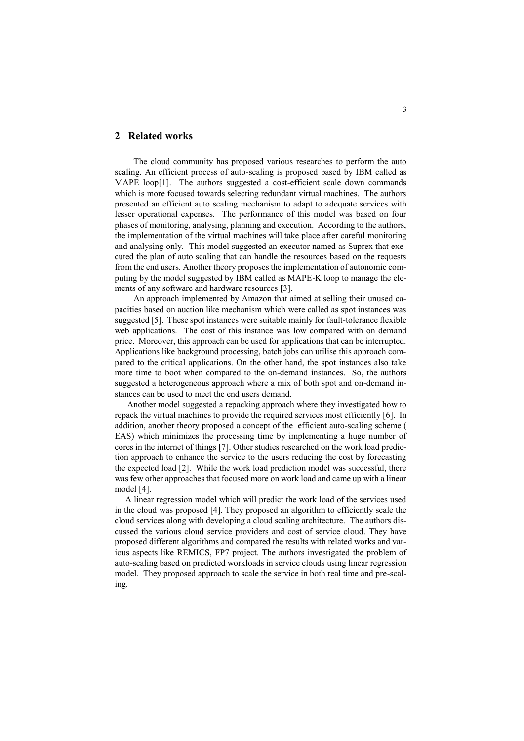## 2 Related works

The cloud community has proposed various researches to perform the auto scaling. An efficient process of auto-scaling is proposed based by IBM called as MAPE loop[1]. The authors suggested a cost-efficient scale down commands which is more focused towards selecting redundant virtual machines. The authors presented an efficient auto scaling mechanism to adapt to adequate services with lesser operational expenses. The performance of this model was based on four phases of monitoring, analysing, planning and execution. According to the authors, the implementation of the virtual machines will take place after careful monitoring and analysing only. This model suggested an executor named as Suprex that executed the plan of auto scaling that can handle the resources based on the requests from the end users. Another theory proposes the implementation of autonomic computing by the model suggested by IBM called as MAPE-K loop to manage the elements of any software and hardware resources [3].

An approach implemented by Amazon that aimed at selling their unused capacities based on auction like mechanism which were called as spot instances was suggested [5]. These spot instances were suitable mainly for fault-tolerance flexible web applications. The cost of this instance was low compared with on demand price. Moreover, this approach can be used for applications that can be interrupted. Applications like background processing, batch jobs can utilise this approach compared to the critical applications. On the other hand, the spot instances also take more time to boot when compared to the on-demand instances. So, the authors suggested a heterogeneous approach where a mix of both spot and on-demand instances can be used to meet the end users demand.

Another model suggested a repacking approach where they investigated how to repack the virtual machines to provide the required services most efficiently [6]. In addition, another theory proposed a concept of the efficient auto-scaling scheme ( EAS) which minimizes the processing time by implementing a huge number of cores in the internet of things [7]. Other studies researched on the work load prediction approach to enhance the service to the users reducing the cost by forecasting the expected load [2]. While the work load prediction model was successful, there was few other approaches that focused more on work load and came up with a linear model [4].

A linear regression model which will predict the work load of the services used in the cloud was proposed [4]. They proposed an algorithm to efficiently scale the cloud services along with developing a cloud scaling architecture. The authors discussed the various cloud service providers and cost of service cloud. They have proposed different algorithms and compared the results with related works and various aspects like REMICS, FP7 project. The authors investigated the problem of auto-scaling based on predicted workloads in service clouds using linear regression model. They proposed approach to scale the service in both real time and pre-scaling.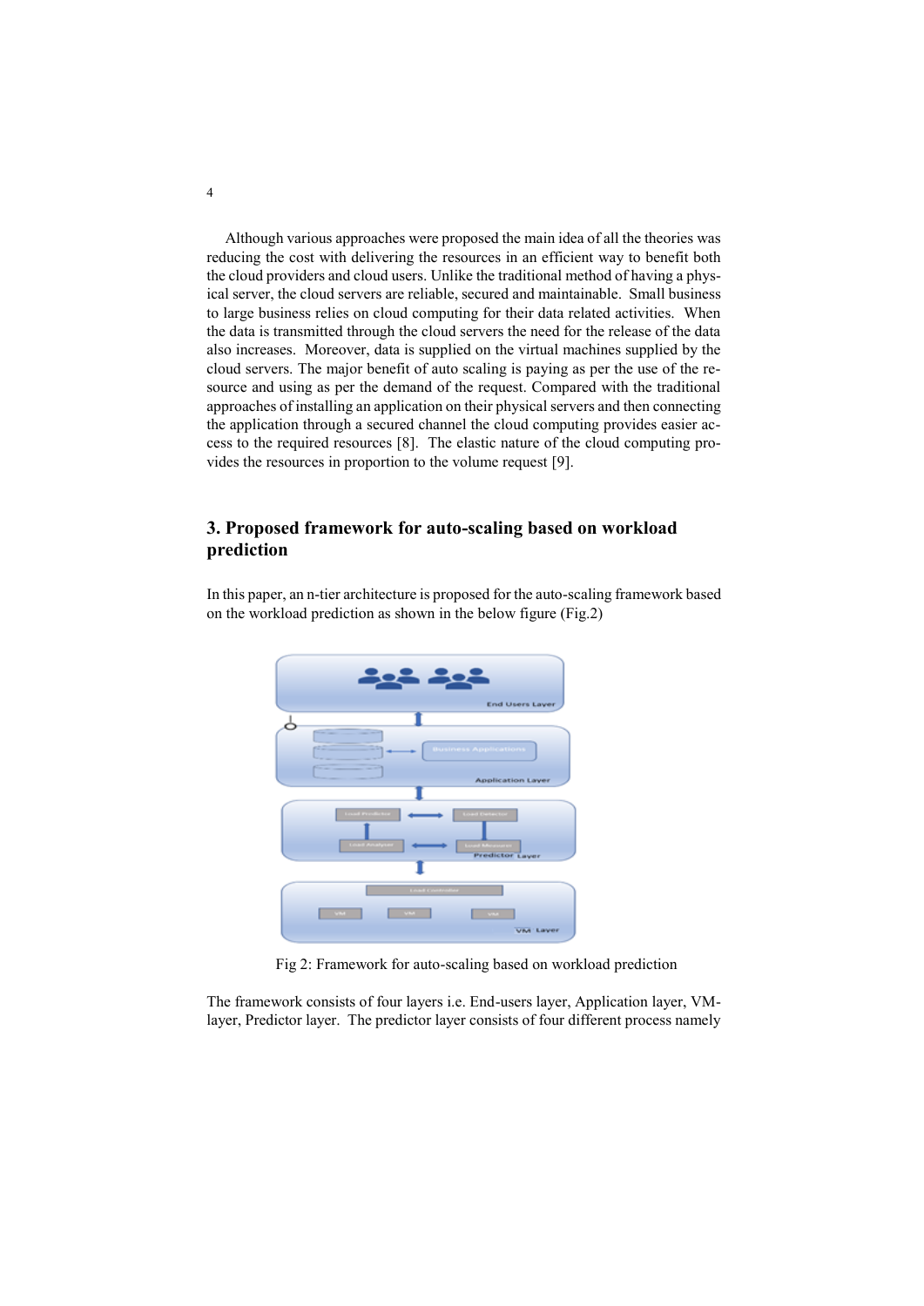Although various approaches were proposed the main idea of all the theories was reducing the cost with delivering the resources in an efficient way to benefit both the cloud providers and cloud users. Unlike the traditional method of having a physical server, the cloud servers are reliable, secured and maintainable. Small business to large business relies on cloud computing for their data related activities. When the data is transmitted through the cloud servers the need for the release of the data also increases. Moreover, data is supplied on the virtual machines supplied by the cloud servers. The major benefit of auto scaling is paying as per the use of the resource and using as per the demand of the request. Compared with the traditional approaches of installing an application on their physical servers and then connecting the application through a secured channel the cloud computing provides easier access to the required resources [8]. The elastic nature of the cloud computing provides the resources in proportion to the volume request [9].

## 3. Proposed framework for auto-scaling based on workload prediction

In this paper, an n-tier architecture is proposed for the auto-scaling framework based on the workload prediction as shown in the below figure (Fig.2)

Fig 2: Framework for auto-scaling based on workload prediction

The framework consists of four layers i.e. End-users layer, Application layer, VM-layer, Predictor layer. The predictor layer consists of four different process namely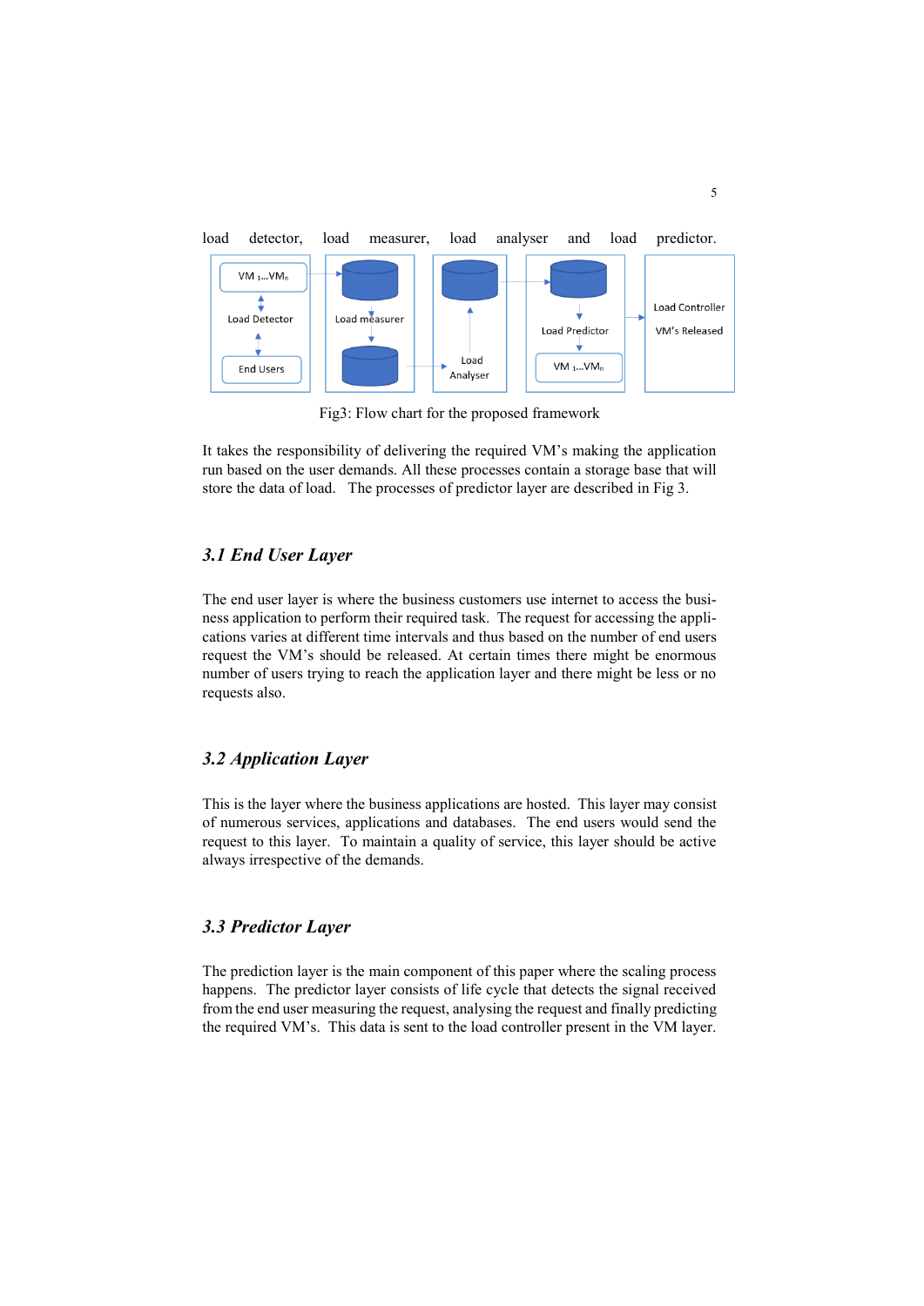load detector, load measurer, load analyser and load predictor.

Fig3: Flow chart for the proposed framework

It takes the responsibility of delivering the required VM's making the application run based on the user demands. All these processes contain a storage base that will store the data of load. The processes of predictor layer are described in Fig 3.

### 3.1 End User Layer

The end user layer is where the business customers use internet to access the business application to perform their required task. The request for accessing the applications varies at different time intervals and thus based on the number of end users request the VM's should be released. At certain times there might be enormous number of users trying to reach the application layer and there might be less or no requests also.

### 3.2 Application Layer

This is the layer where the business applications are hosted. This layer may consist of numerous services, applications and databases. The end users would send the request to this layer. To maintain a quality of service, this layer should be active always irrespective of the demands.

### 3.3 Predictor Layer

The prediction layer is the main component of this paper where the scaling process happens. The predictor layer consists of life cycle that detects the signal received from the end user measuring the request, analysing the request and finally predicting the required VM's. This data is sent to the load controller present in the VM layer.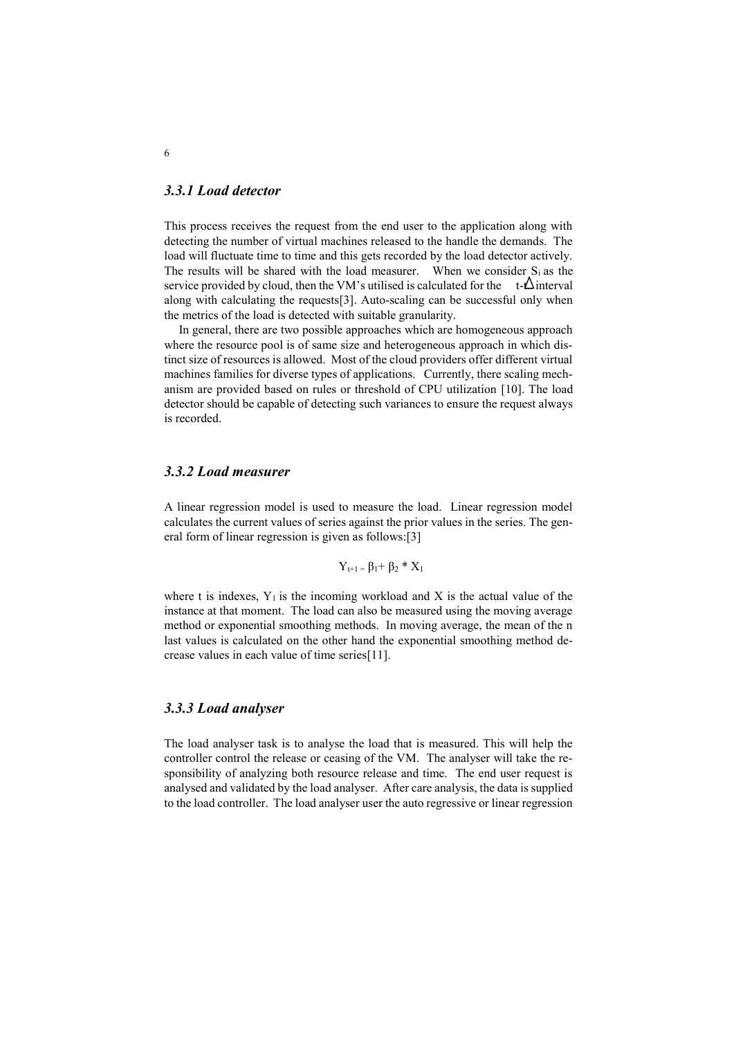### *3.3.1 Load detector*

This process receives the request from the end user to the application along with detecting the number of virtual machines released to the handle the demands. The load will fluctuate time to time and this gets recorded by the load detector actively. The results will be shared with the load measurer. When we consider $S_i$ as the service provided by cloud, then the VM's utilised is calculated for the $t-\Delta$ interval along with calculating the requests[3]. Auto-scaling can be successful only when the metrics of the load is detected with suitable granularity.

In general, there are two possible approaches which are homogeneous approach where the resource pool is of same size and heterogeneous approach in which distinct size of resources is allowed. Most of the cloud providers offer different virtual machines families for diverse types of applications. Currently, there scaling mechanism are provided based on rules or threshold of CPU utilization [10]. The load detector should be capable of detecting such variances to ensure the request always is recorded.

### *3.3.2 Load measurer*

A linear regression model is used to measure the load. Linear regression model calculates the current values of series against the prior values in the series. The general form of linear regression is given as follows:[3]

$$Y_{t+1} = \beta_1 + \beta_2 * X_1$$

where t is indexes, $Y_1$ is the incoming workload and X is the actual value of the instance at that moment. The load can also be measured using the moving average method or exponential smoothing methods. In moving average, the mean of the n last values is calculated on the other hand the exponential smoothing method decrease values in each value of time series[11].

### *3.3.3 Load analyser*

The load analyser task is to analyse the load that is measured. This will help the controller control the release or ceasing of the VM. The analyser will take the responsibility of analyzing both resource release and time. The end user request is analysed and validated by the load analyser. After care analysis, the data is supplied to the load controller. The load analyser user the auto regressive or linear regression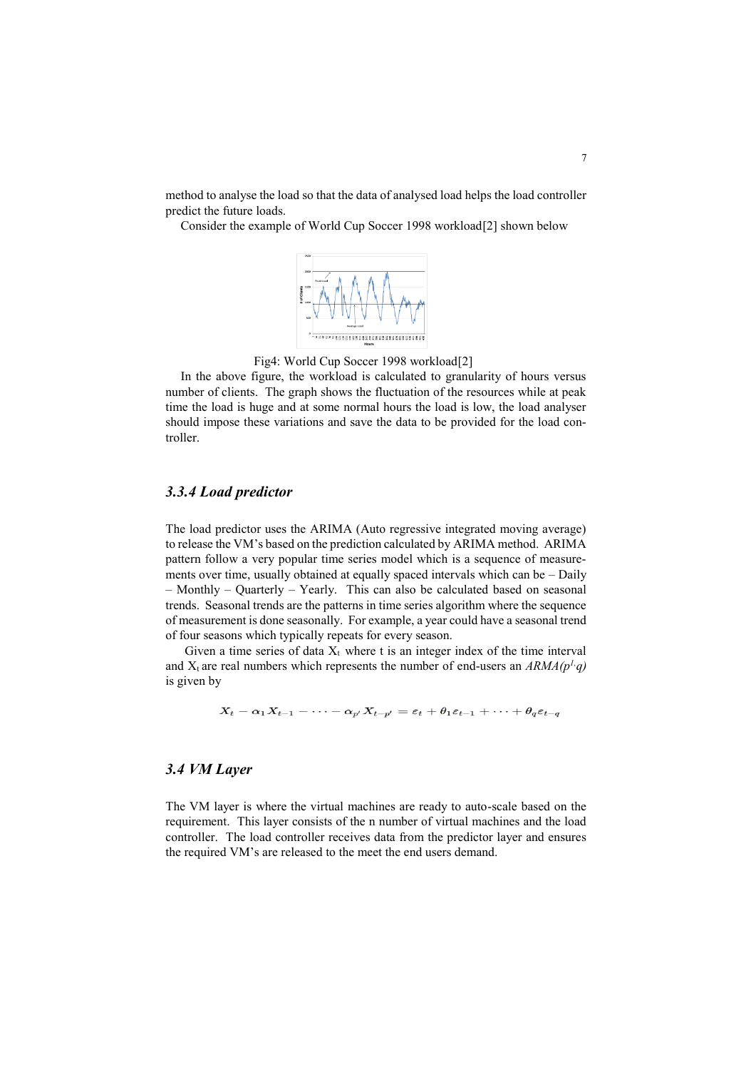method to analyse the load so that the data of analysed load helps the load controller predict the future loads.

Consider the example of World Cup Soccer 1998 workload[2] shown below

Fig4: World Cup Soccer 1998 workload[2]

In the above figure, the workload is calculated to granularity of hours versus number of clients. The graph shows the fluctuation of the resources while at peak time the load is huge and at some normal hours the load is low, the load analyser should impose these variations and save the data to be provided for the load controller.

### *3.3.4 Load predictor*

The load predictor uses the ARIMA (Auto regressive integrated moving average) to release the VM's based on the prediction calculated by ARIMA method. ARIMA pattern follow a very popular time series model which is a sequence of measurements over time, usually obtained at equally spaced intervals which can be – Daily – Monthly – Quarterly – Yearly. This can also be calculated based on seasonal trends. Seasonal trends are the patterns in time series algorithm where the sequence of measurement is done seasonally. For example, a year could have a seasonal trend of four seasons which typically repeats for every season.

Given a time series of data $X_t$ where t is an integer index of the time interval and $X_t$ are real numbers which represents the number of end-users an *ARMA*$(p^1 \cdot q)$ is given by

$$X_t - \alpha_1 X_{t-1} - \cdots - \alpha_{p'} X_{t-p'} = \varepsilon_t + \theta_1 \varepsilon_{t-1} + \cdots + \theta_q \varepsilon_{t-q}$$

## *3.4 VM Layer*

The VM layer is where the virtual machines are ready to auto-scale based on the requirement. This layer consists of the n number of virtual machines and the load controller. The load controller receives data from the predictor layer and ensures the required VM's are released to the meet the end users demand.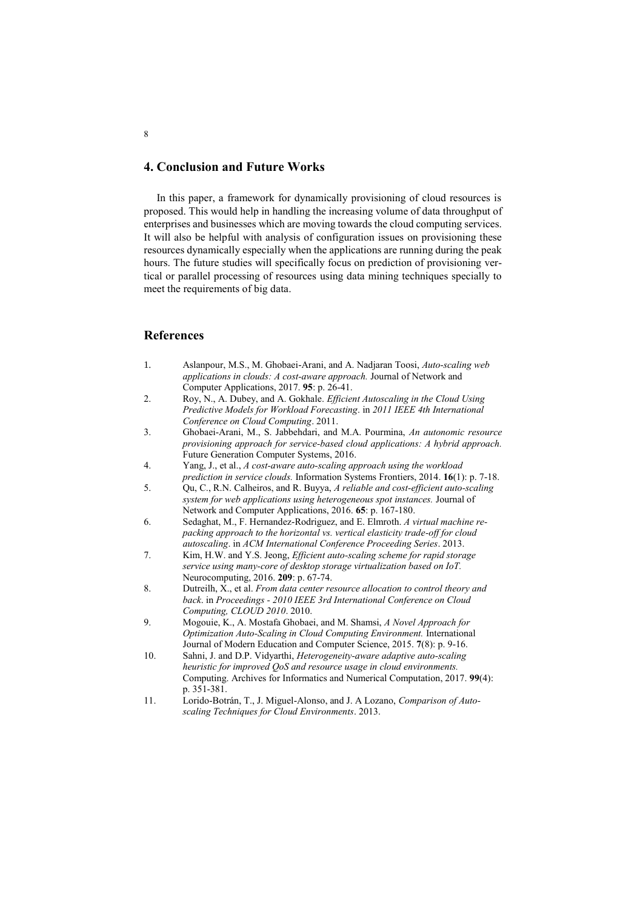## 4. Conclusion and Future Works

In this paper, a framework for dynamically provisioning of cloud resources is proposed. This would help in handling the increasing volume of data throughput of enterprises and businesses which are moving towards the cloud computing services. It will also be helpful with analysis of configuration issues on provisioning these resources dynamically especially when the applications are running during the peak hours. The future studies will specifically focus on prediction of provisioning vertical or parallel processing of resources using data mining techniques specially to meet the requirements of big data.

## References

1. Aslanpour, M.S., M. Ghobaei-Arani, and A. Nadjaran Toosi, *Auto-scaling web applications in clouds: A cost-aware approach.* Journal of Network and Computer Applications, 2017. **95**: p. 26-41.
2. Roy, N., A. Dubey, and A. Gokhale. *Efficient Autoscaling in the Cloud Using Predictive Models for Workload Forecasting*. in *2011 IEEE 4th International Conference on Cloud Computing*. 2011.
3. Ghobaei-Arani, M., S. Jabbehdari, and M.A. Pourmina, *An autonomic resource provisioning approach for service-based cloud applications: A hybrid approach.* Future Generation Computer Systems, 2016.
4. Yang, J., et al., *A cost-aware auto-scaling approach using the workload prediction in service clouds.* Information Systems Frontiers, 2014. **16**(1): p. 7-18.
5. Qu, C., R.N. Calheiros, and R. Buyya, *A reliable and cost-efficient auto-scaling system for web applications using heterogeneous spot instances.* Journal of Network and Computer Applications, 2016. **65**: p. 167-180.
6. Sedaghat, M., F. Hernandez-Rodriguez, and E. Elmroth. *A virtual machine re-packing approach to the horizontal vs. vertical elasticity trade-off for cloud autoscaling*. in *ACM International Conference Proceeding Series*. 2013.
7. Kim, H.W. and Y.S. Jeong, *Efficient auto-scaling scheme for rapid storage service using many-core of desktop storage virtualization based on IoT.* Neurocomputing, 2016. **209**: p. 67-74.
8. Dutreilh, X., et al. *From data center resource allocation to control theory and back*. in *Proceedings - 2010 IEEE 3rd International Conference on Cloud Computing, CLOUD 2010*. 2010.
9. Mogouie, K., A. Mostafa Ghobaei, and M. Shamsi, *A Novel Approach for Optimization Auto-Scaling in Cloud Computing Environment.* International Journal of Modern Education and Computer Science, 2015. **7**(8): p. 9-16.
10. Sahni, J. and D.P. Vidyarthi, *Heterogeneity-aware adaptive auto-scaling heuristic for improved QoS and resource usage in cloud environments.* Computing. Archives for Informatics and Numerical Computation, 2017. **99**(4): p. 351-381.
11. Lorido-Botrán, T., J. Miguel-Alonso, and J. A Lozano, *Comparison of Auto-scaling Techniques for Cloud Environments*. 2013.